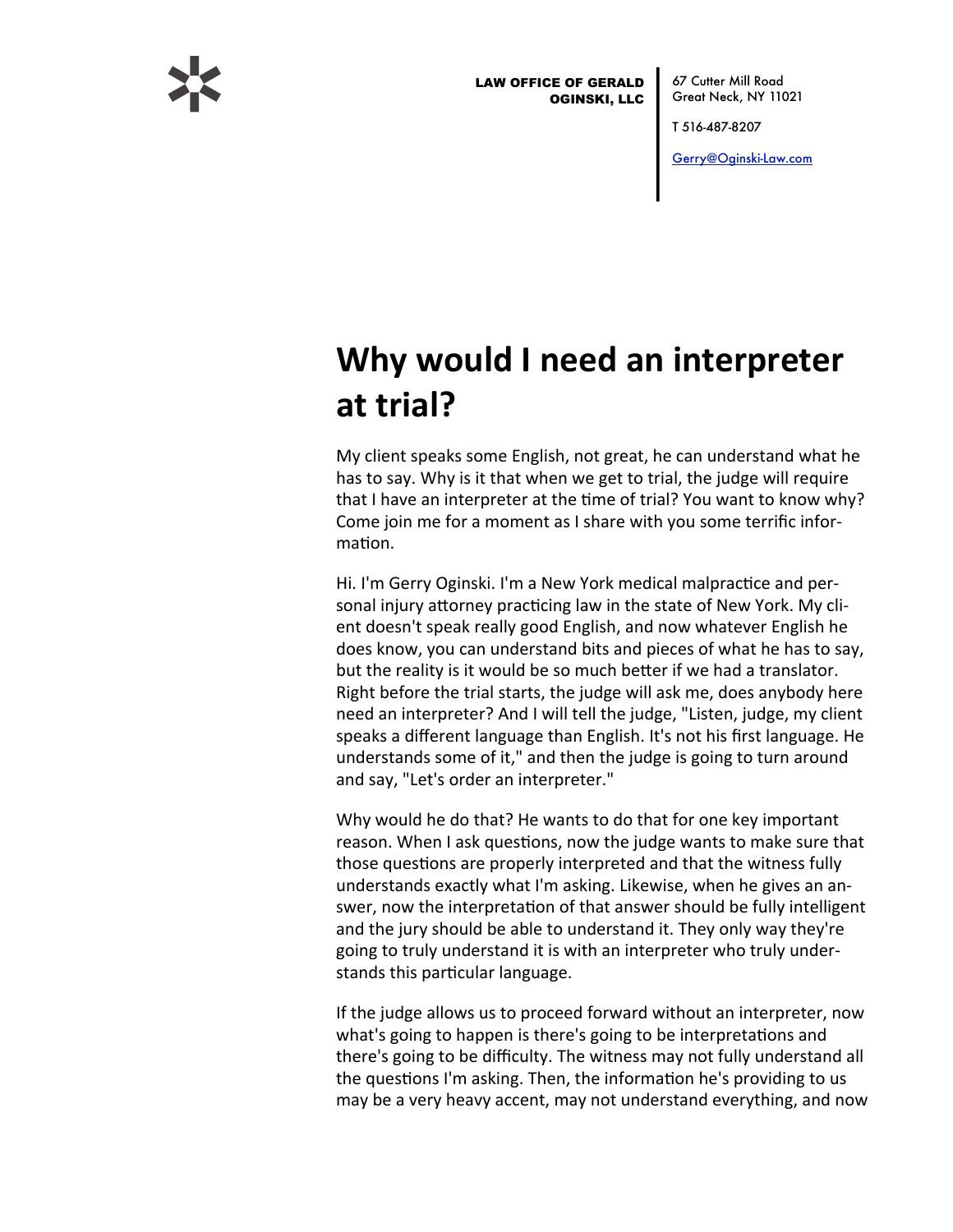LAW OFFICE OF GERALD OGINSKI, LLC

67 Cutter Mill Road
Great Neck, NY 11021

T 516-487-8207

Gerry@Oginski-Law.com

# Why would I need an interpreter at trial?

My client speaks some English, not great, he can understand what he has to say. Why is it that when we get to trial, the judge will require that I have an interpreter at the time of trial? You want to know why? Come join me for a moment as I share with you some terrific information.

Hi. I'm Gerry Oginski. I'm a New York medical malpractice and personal injury attorney practicing law in the state of New York. My client doesn't speak really good English, and now whatever English he does know, you can understand bits and pieces of what he has to say, but the reality is it would be so much better if we had a translator. Right before the trial starts, the judge will ask me, does anybody here need an interpreter? And I will tell the judge, "Listen, judge, my client speaks a different language than English. It's not his first language. He understands some of it," and then the judge is going to turn around and say, "Let's order an interpreter."

Why would he do that? He wants to do that for one key important reason. When I ask questions, now the judge wants to make sure that those questions are properly interpreted and that the witness fully understands exactly what I'm asking. Likewise, when he gives an answer, now the interpretation of that answer should be fully intelligent and the jury should be able to understand it. They only way they're going to truly understand it is with an interpreter who truly understands this particular language.

If the judge allows us to proceed forward without an interpreter, now what's going to happen is there's going to be interpretations and there's going to be difficulty. The witness may not fully understand all the questions I'm asking. Then, the information he's providing to us may be a very heavy accent, may not understand everything, and now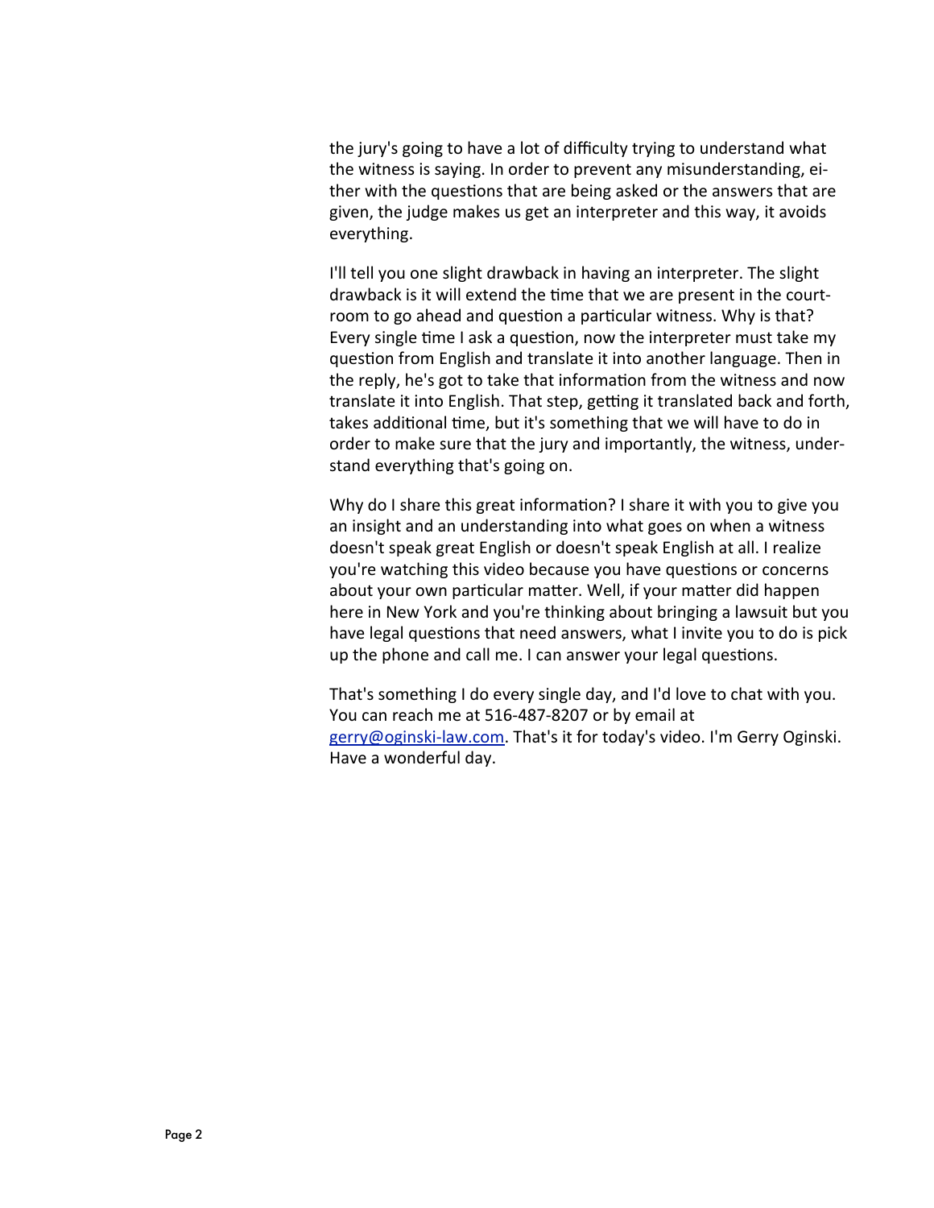the jury's going to have a lot of difficulty trying to understand what the witness is saying. In order to prevent any misunderstanding, either with the questions that are being asked or the answers that are given, the judge makes us get an interpreter and this way, it avoids everything.

I'll tell you one slight drawback in having an interpreter. The slight drawback is it will extend the time that we are present in the courtroom to go ahead and question a particular witness. Why is that? Every single time I ask a question, now the interpreter must take my question from English and translate it into another language. Then in the reply, he's got to take that information from the witness and now translate it into English. That step, getting it translated back and forth, takes additional time, but it's something that we will have to do in order to make sure that the jury and importantly, the witness, understand everything that's going on.

Why do I share this great information? I share it with you to give you an insight and an understanding into what goes on when a witness doesn't speak great English or doesn't speak English at all. I realize you're watching this video because you have questions or concerns about your own particular matter. Well, if your matter did happen here in New York and you're thinking about bringing a lawsuit but you have legal questions that need answers, what I invite you to do is pick up the phone and call me. I can answer your legal questions.

That's something I do every single day, and I'd love to chat with you. You can reach me at 516-487-8207 or by email at [gerry@oginski-law.com](mailto:gerry@oginski-law.com). That's it for today's video. I'm Gerry Oginski. Have a wonderful day.